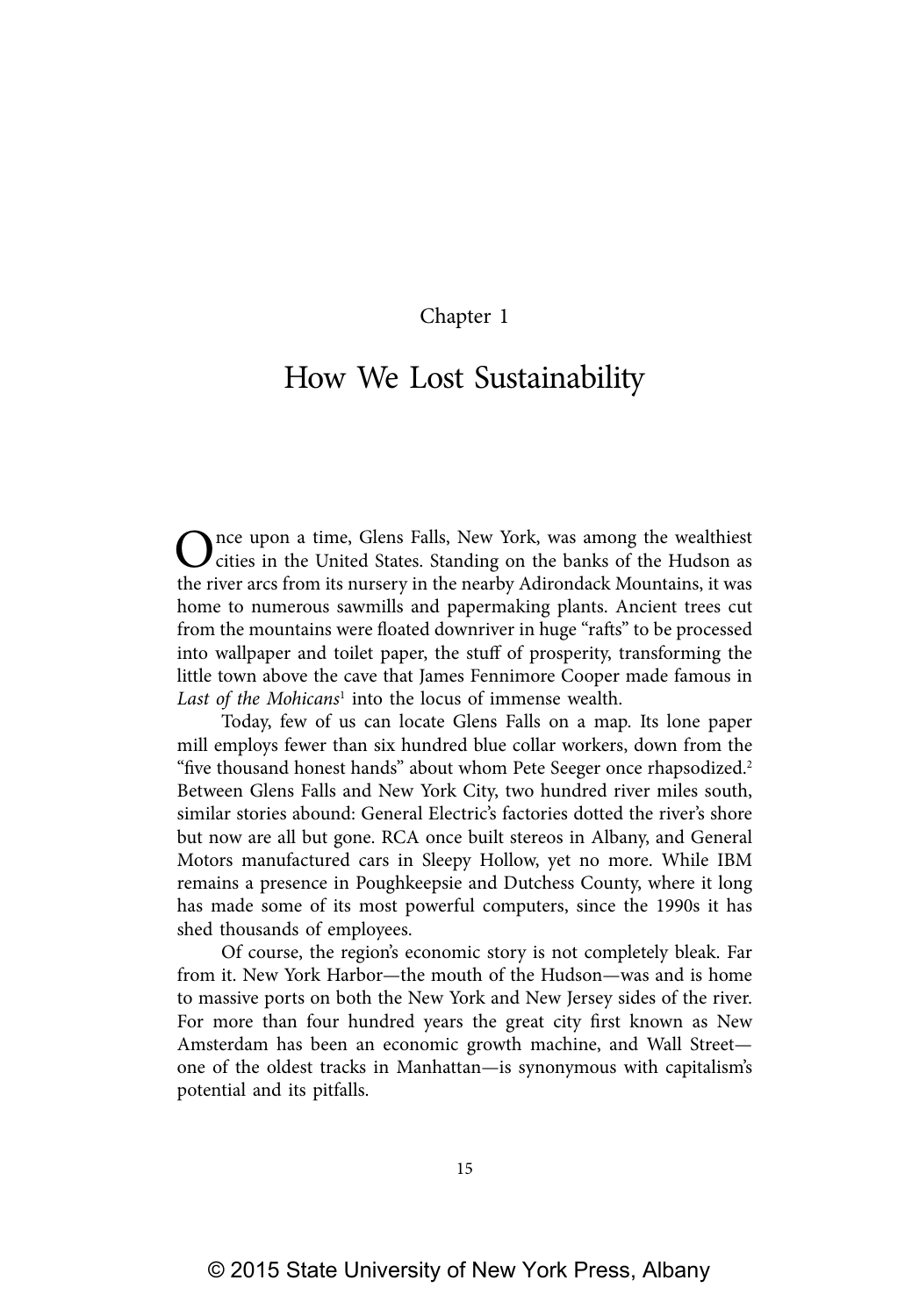Chapter 1

# How We Lost Sustainability

Once upon a time, Glens Falls, New York, was among the wealthiest cities in the United States. Standing on the banks of the Hudson as the river arcs from its nursery in the nearby Adirondack Mountains, it was home to numerous sawmills and papermaking plants. Ancient trees cut from the mountains were floated downriver in huge "rafts" to be processed into wallpaper and toilet paper, the stuff of prosperity, transforming the little town above the cave that James Fennimore Cooper made famous in *Last of the Mohicans*[1] into the locus of immense wealth.

Today, few of us can locate Glens Falls on a map. Its lone paper mill employs fewer than six hundred blue collar workers, down from the "five thousand honest hands" about whom Pete Seeger once rhapsodized.[2] Between Glens Falls and New York City, two hundred river miles south, similar stories abound: General Electric's factories dotted the river's shore but now are all but gone. RCA once built stereos in Albany, and General Motors manufactured cars in Sleepy Hollow, yet no more. While IBM remains a presence in Poughkeepsie and Dutchess County, where it long has made some of its most powerful computers, since the 1990s it has shed thousands of employees.

Of course, the region's economic story is not completely bleak. Far from it. New York Harbor—the mouth of the Hudson—was and is home to massive ports on both the New York and New Jersey sides of the river. For more than four hundred years the great city first known as New Amsterdam has been an economic growth machine, and Wall Street—one of the oldest tracks in Manhattan—is synonymous with capitalism's potential and its pitfalls.

© 2015 State University of New York Press, Albany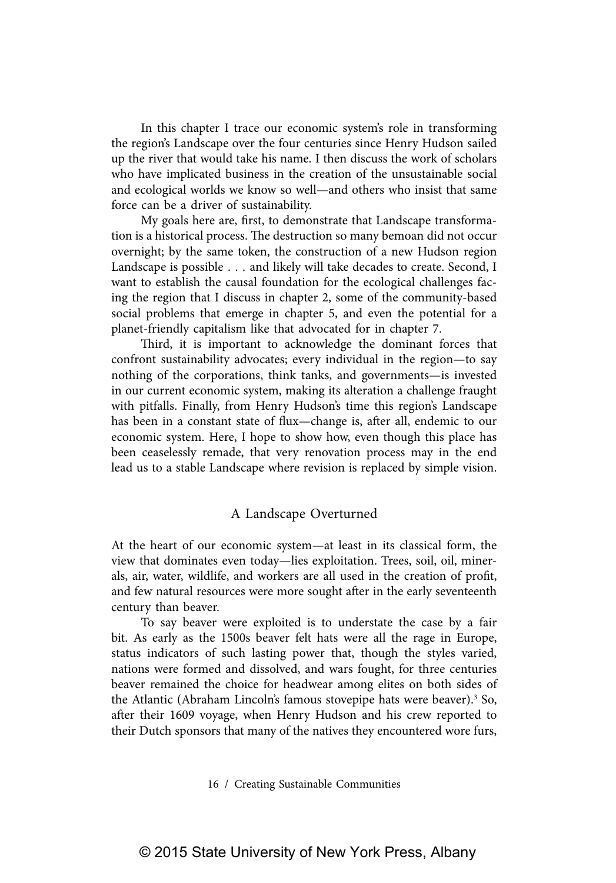In this chapter I trace our economic system's role in transforming the region's Landscape over the four centuries since Henry Hudson sailed up the river that would take his name. I then discuss the work of scholars who have implicated business in the creation of the unsustainable social and ecological worlds we know so well—and others who insist that same force can be a driver of sustainability.

My goals here are, first, to demonstrate that Landscape transformation is a historical process. The destruction so many bemoan did not occur overnight; by the same token, the construction of a new Hudson region Landscape is possible . . . and likely will take decades to create. Second, I want to establish the causal foundation for the ecological challenges facing the region that I discuss in chapter 2, some of the community-based social problems that emerge in chapter 5, and even the potential for a planet-friendly capitalism like that advocated for in chapter 7.

Third, it is important to acknowledge the dominant forces that confront sustainability advocates; every individual in the region—to say nothing of the corporations, think tanks, and governments—is invested in our current economic system, making its alteration a challenge fraught with pitfalls. Finally, from Henry Hudson's time this region's Landscape has been in a constant state of flux—change is, after all, endemic to our economic system. Here, I hope to show how, even though this place has been ceaselessly remade, that very renovation process may in the end lead us to a stable Landscape where revision is replaced by simple vision.

## A Landscape Overturned

At the heart of our economic system—at least in its classical form, the view that dominates even today—lies exploitation. Trees, soil, oil, minerals, air, water, wildlife, and workers are all used in the creation of profit, and few natural resources were more sought after in the early seventeenth century than beaver.

To say beaver were exploited is to understate the case by a fair bit. As early as the 1500s beaver felt hats were all the rage in Europe, status indicators of such lasting power that, though the styles varied, nations were formed and dissolved, and wars fought, for three centuries beaver remained the choice for headwear among elites on both sides of the Atlantic (Abraham Lincoln's famous stovepipe hats were beaver).[3] So, after their 1609 voyage, when Henry Hudson and his crew reported to their Dutch sponsors that many of the natives they encountered wore furs,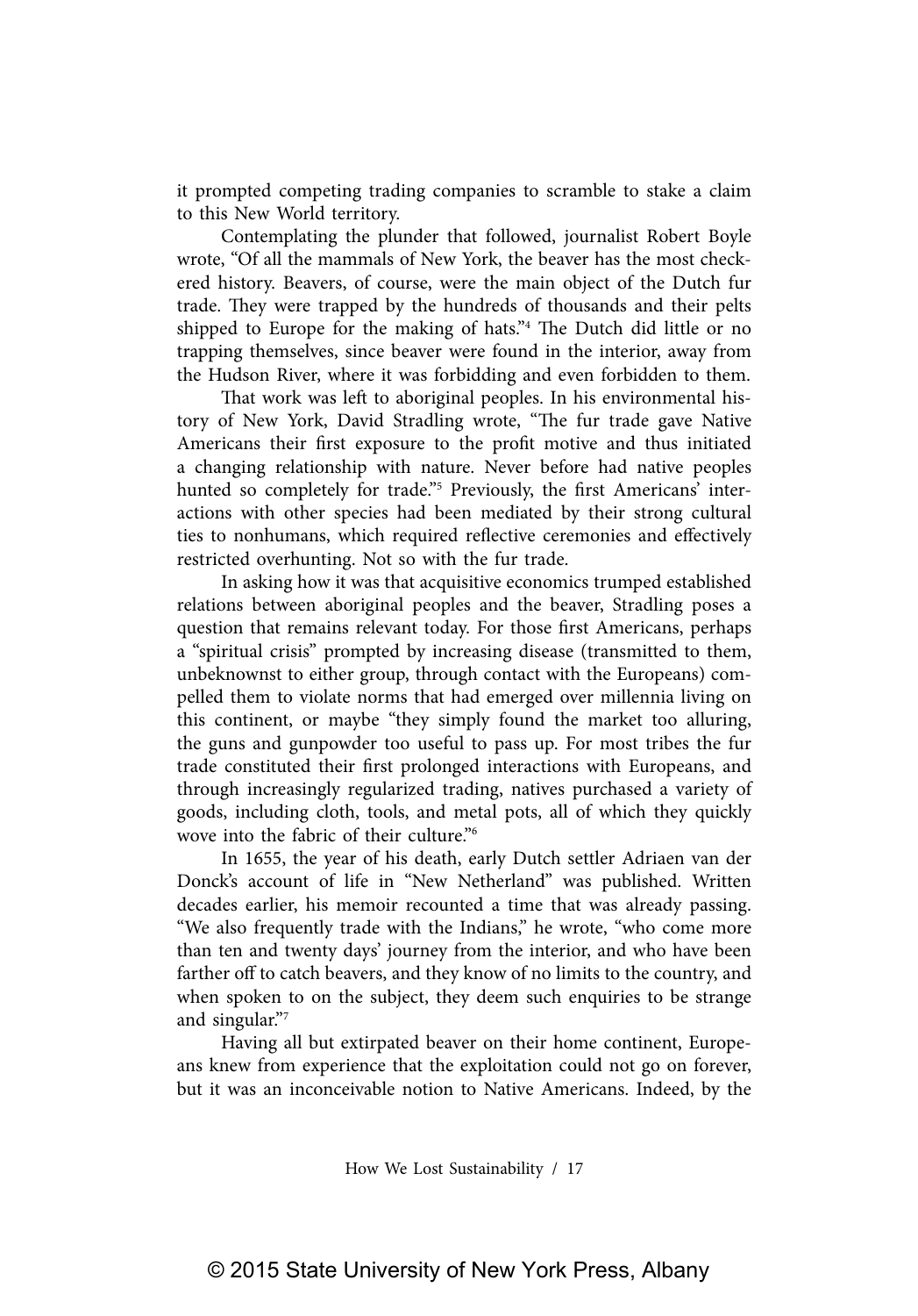it prompted competing trading companies to scramble to stake a claim to this New World territory.

Contemplating the plunder that followed, journalist Robert Boyle wrote, "Of all the mammals of New York, the beaver has the most checkered history. Beavers, of course, were the main object of the Dutch fur trade. They were trapped by the hundreds of thousands and their pelts shipped to Europe for the making of hats."[4] The Dutch did little or no trapping themselves, since beaver were found in the interior, away from the Hudson River, where it was forbidding and even forbidden to them.

That work was left to aboriginal peoples. In his environmental history of New York, David Stradling wrote, "The fur trade gave Native Americans their first exposure to the profit motive and thus initiated a changing relationship with nature. Never before had native peoples hunted so completely for trade."[5] Previously, the first Americans' interactions with other species had been mediated by their strong cultural ties to nonhumans, which required reflective ceremonies and effectively restricted overhunting. Not so with the fur trade.

In asking how it was that acquisitive economics trumped established relations between aboriginal peoples and the beaver, Stradling poses a question that remains relevant today. For those first Americans, perhaps a "spiritual crisis" prompted by increasing disease (transmitted to them, unbeknownst to either group, through contact with the Europeans) compelled them to violate norms that had emerged over millennia living on this continent, or maybe "they simply found the market too alluring, the guns and gunpowder too useful to pass up. For most tribes the fur trade constituted their first prolonged interactions with Europeans, and through increasingly regularized trading, natives purchased a variety of goods, including cloth, tools, and metal pots, all of which they quickly wove into the fabric of their culture."[6]

In 1655, the year of his death, early Dutch settler Adriaen van der Donck's account of life in "New Netherland" was published. Written decades earlier, his memoir recounted a time that was already passing. "We also frequently trade with the Indians," he wrote, "who come more than ten and twenty days' journey from the interior, and who have been farther off to catch beavers, and they know of no limits to the country, and when spoken to on the subject, they deem such enquiries to be strange and singular."[7]

Having all but extirpated beaver on their home continent, Europeans knew from experience that the exploitation could not go on forever, but it was an inconceivable notion to Native Americans. Indeed, by the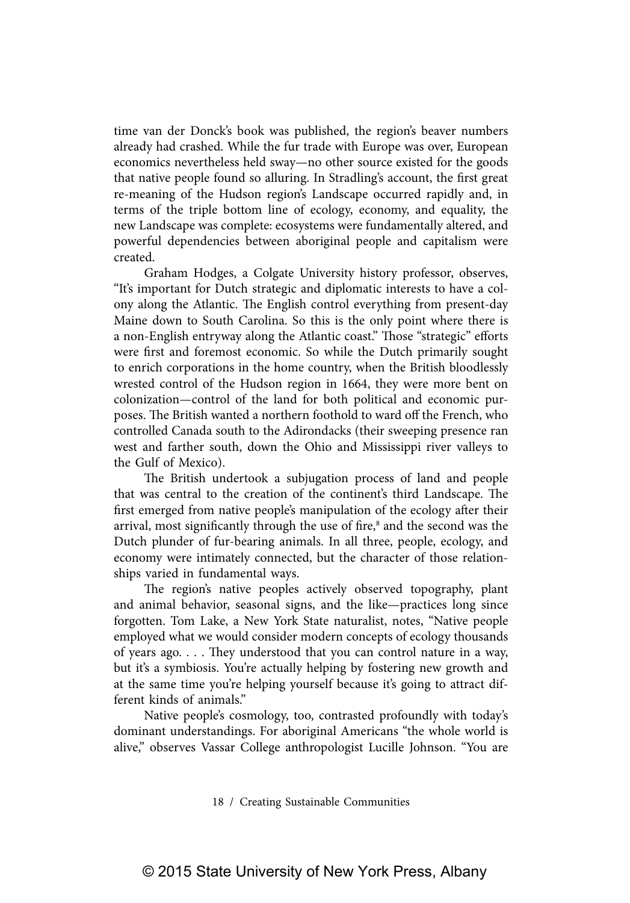time van der Donck's book was published, the region's beaver numbers already had crashed. While the fur trade with Europe was over, European economics nevertheless held sway—no other source existed for the goods that native people found so alluring. In Stradling's account, the first great re-meaning of the Hudson region's Landscape occurred rapidly and, in terms of the triple bottom line of ecology, economy, and equality, the new Landscape was complete: ecosystems were fundamentally altered, and powerful dependencies between aboriginal people and capitalism were created.

Graham Hodges, a Colgate University history professor, observes, "It's important for Dutch strategic and diplomatic interests to have a colony along the Atlantic. The English control everything from present-day Maine down to South Carolina. So this is the only point where there is a non-English entryway along the Atlantic coast." Those "strategic" efforts were first and foremost economic. So while the Dutch primarily sought to enrich corporations in the home country, when the British bloodlessly wrested control of the Hudson region in 1664, they were more bent on colonization—control of the land for both political and economic purposes. The British wanted a northern foothold to ward off the French, who controlled Canada south to the Adirondacks (their sweeping presence ran west and farther south, down the Ohio and Mississippi river valleys to the Gulf of Mexico).

The British undertook a subjugation process of land and people that was central to the creation of the continent's third Landscape. The first emerged from native people's manipulation of the ecology after their arrival, most significantly through the use of fire,[8] and the second was the Dutch plunder of fur-bearing animals. In all three, people, ecology, and economy were intimately connected, but the character of those relationships varied in fundamental ways.

The region's native peoples actively observed topography, plant and animal behavior, seasonal signs, and the like—practices long since forgotten. Tom Lake, a New York State naturalist, notes, "Native people employed what we would consider modern concepts of ecology thousands of years ago. . . . They understood that you can control nature in a way, but it's a symbiosis. You're actually helping by fostering new growth and at the same time you're helping yourself because it's going to attract different kinds of animals."

Native people's cosmology, too, contrasted profoundly with today's dominant understandings. For aboriginal Americans "the whole world is alive," observes Vassar College anthropologist Lucille Johnson. "You are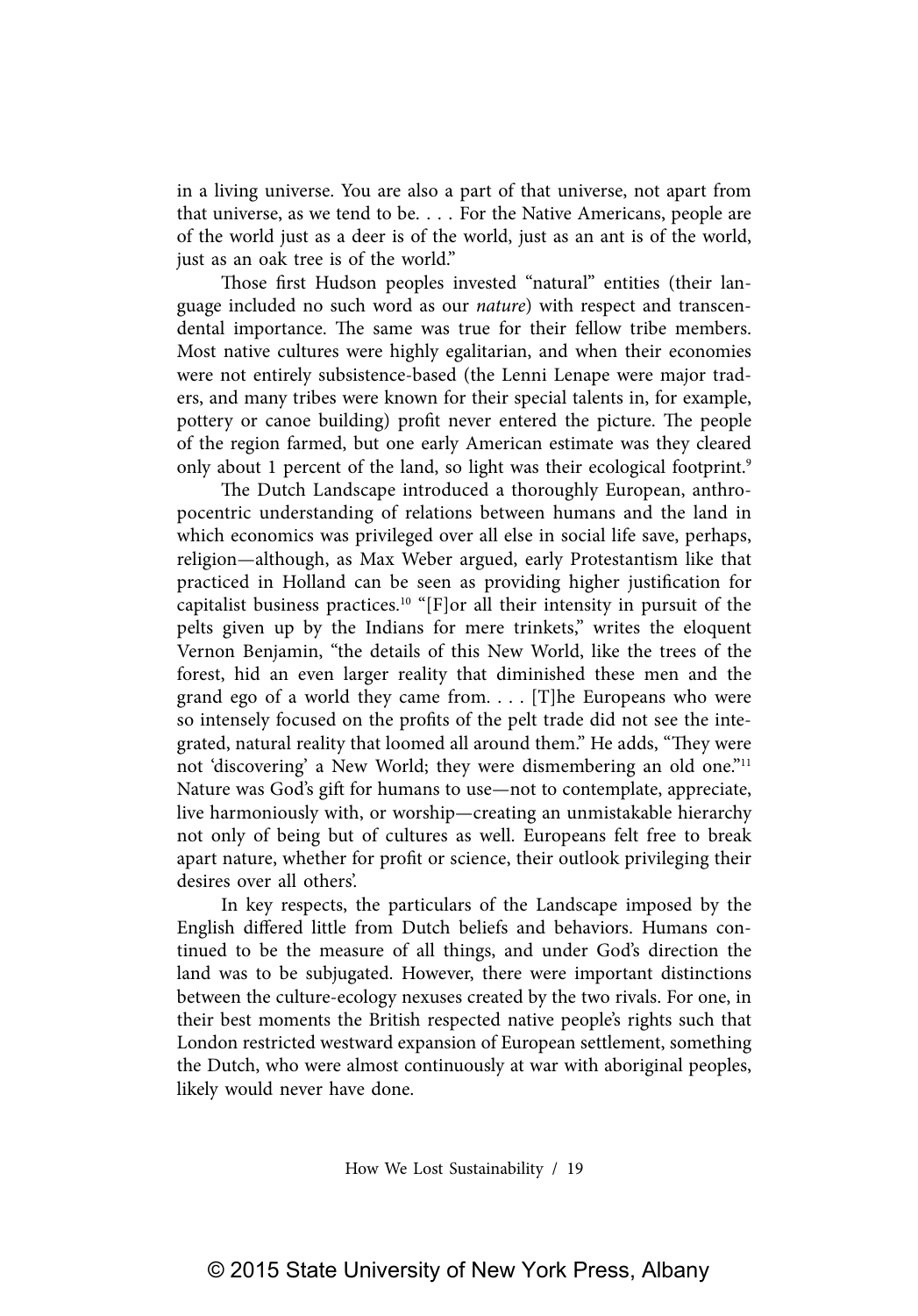in a living universe. You are also a part of that universe, not apart from that universe, as we tend to be. . . . For the Native Americans, people are of the world just as a deer is of the world, just as an ant is of the world, just as an oak tree is of the world."

Those first Hudson peoples invested "natural" entities (their language included no such word as our *nature*) with respect and transcendental importance. The same was true for their fellow tribe members. Most native cultures were highly egalitarian, and when their economies were not entirely subsistence-based (the Lenni Lenape were major traders, and many tribes were known for their special talents in, for example, pottery or canoe building) profit never entered the picture. The people of the region farmed, but one early American estimate was they cleared only about 1 percent of the land, so light was their ecological footprint.[9]

The Dutch Landscape introduced a thoroughly European, anthropocentric understanding of relations between humans and the land in which economics was privileged over all else in social life save, perhaps, religion—although, as Max Weber argued, early Protestantism like that practiced in Holland can be seen as providing higher justification for capitalist business practices.[10] "[F]or all their intensity in pursuit of the pelts given up by the Indians for mere trinkets," writes the eloquent Vernon Benjamin, "the details of this New World, like the trees of the forest, hid an even larger reality that diminished these men and the grand ego of a world they came from. . . . [T]he Europeans who were so intensely focused on the profits of the pelt trade did not see the integrated, natural reality that loomed all around them." He adds, "They were not 'discovering' a New World; they were dismembering an old one."[11] Nature was God's gift for humans to use—not to contemplate, appreciate, live harmoniously with, or worship—creating an unmistakable hierarchy not only of being but of cultures as well. Europeans felt free to break apart nature, whether for profit or science, their outlook privileging their desires over all others'.

In key respects, the particulars of the Landscape imposed by the English differed little from Dutch beliefs and behaviors. Humans continued to be the measure of all things, and under God's direction the land was to be subjugated. However, there were important distinctions between the culture-ecology nexuses created by the two rivals. For one, in their best moments the British respected native people's rights such that London restricted westward expansion of European settlement, something the Dutch, who were almost continuously at war with aboriginal peoples, likely would never have done.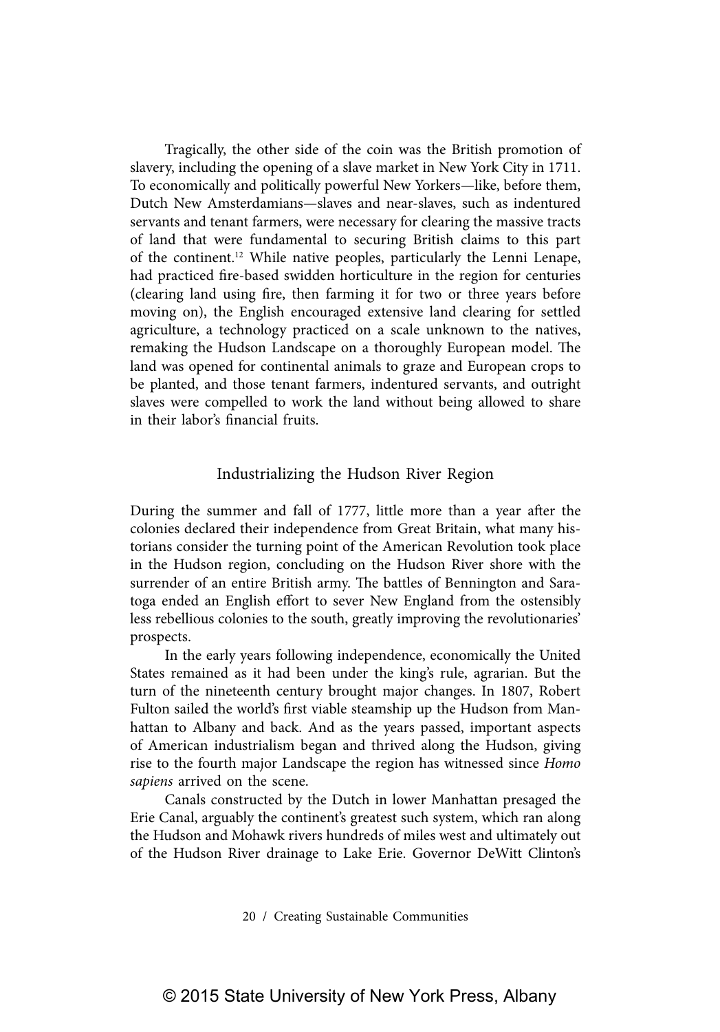Tragically, the other side of the coin was the British promotion of slavery, including the opening of a slave market in New York City in 1711. To economically and politically powerful New Yorkers—like, before them, Dutch New Amsterdamians—slaves and near-slaves, such as indentured servants and tenant farmers, were necessary for clearing the massive tracts of land that were fundamental to securing British claims to this part of the continent.[12] While native peoples, particularly the Lenni Lenape, had practiced fire-based swidden horticulture in the region for centuries (clearing land using fire, then farming it for two or three years before moving on), the English encouraged extensive land clearing for settled agriculture, a technology practiced on a scale unknown to the natives, remaking the Hudson Landscape on a thoroughly European model. The land was opened for continental animals to graze and European crops to be planted, and those tenant farmers, indentured servants, and outright slaves were compelled to work the land without being allowed to share in their labor's financial fruits.

## Industrializing the Hudson River Region

During the summer and fall of 1777, little more than a year after the colonies declared their independence from Great Britain, what many historians consider the turning point of the American Revolution took place in the Hudson region, concluding on the Hudson River shore with the surrender of an entire British army. The battles of Bennington and Saratoga ended an English effort to sever New England from the ostensibly less rebellious colonies to the south, greatly improving the revolutionaries' prospects.

In the early years following independence, economically the United States remained as it had been under the king's rule, agrarian. But the turn of the nineteenth century brought major changes. In 1807, Robert Fulton sailed the world's first viable steamship up the Hudson from Manhattan to Albany and back. And as the years passed, important aspects of American industrialism began and thrived along the Hudson, giving rise to the fourth major Landscape the region has witnessed since *Homo sapiens* arrived on the scene.

Canals constructed by the Dutch in lower Manhattan presaged the Erie Canal, arguably the continent's greatest such system, which ran along the Hudson and Mohawk rivers hundreds of miles west and ultimately out of the Hudson River drainage to Lake Erie. Governor DeWitt Clinton's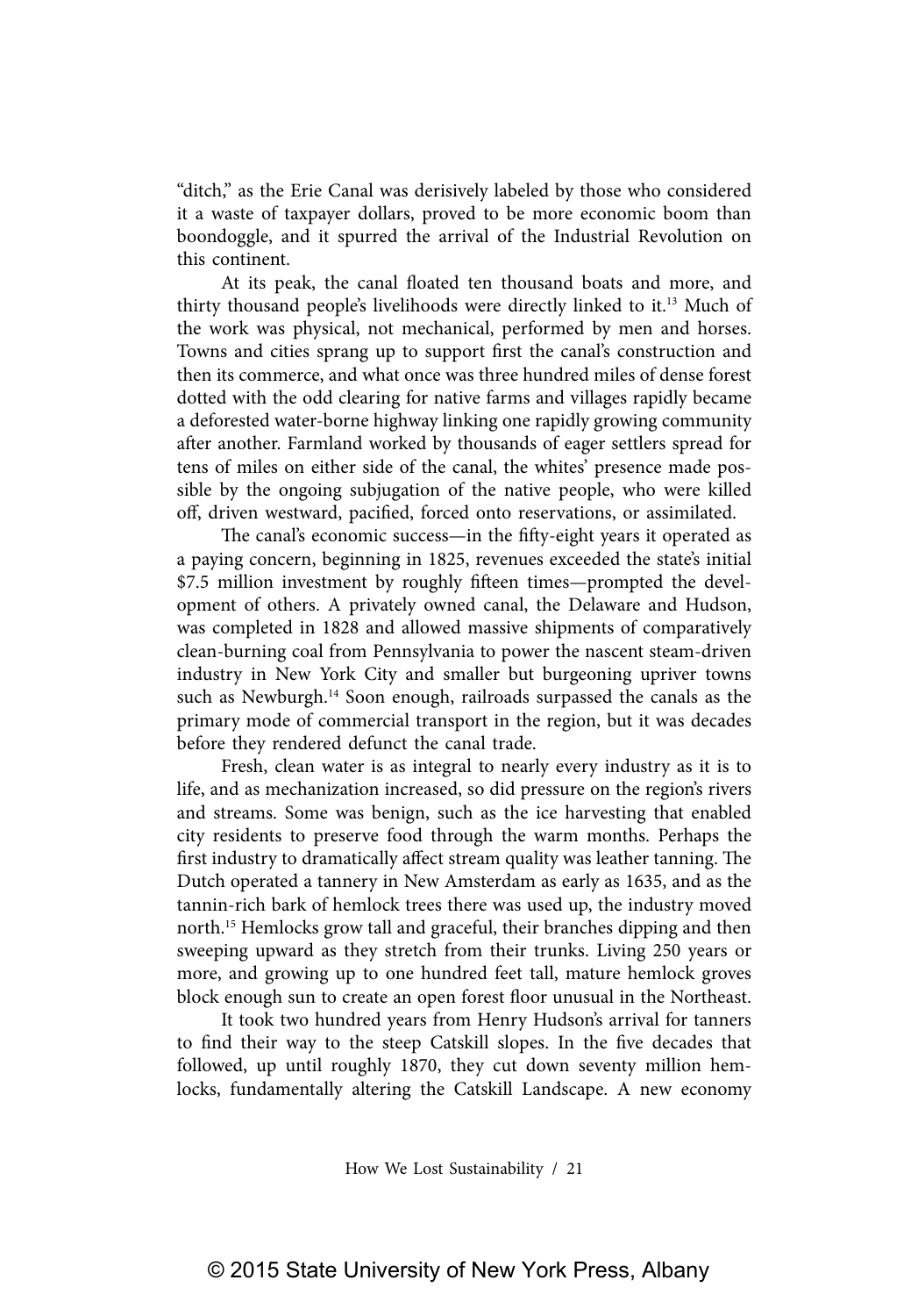"ditch," as the Erie Canal was derisively labeled by those who considered it a waste of taxpayer dollars, proved to be more economic boom than boondoggle, and it spurred the arrival of the Industrial Revolution on this continent.

At its peak, the canal floated ten thousand boats and more, and thirty thousand people's livelihoods were directly linked to it.[13] Much of the work was physical, not mechanical, performed by men and horses. Towns and cities sprang up to support first the canal's construction and then its commerce, and what once was three hundred miles of dense forest dotted with the odd clearing for native farms and villages rapidly became a deforested water-borne highway linking one rapidly growing community after another. Farmland worked by thousands of eager settlers spread for tens of miles on either side of the canal, the whites' presence made possible by the ongoing subjugation of the native people, who were killed off, driven westward, pacified, forced onto reservations, or assimilated.

The canal's economic success—in the fifty-eight years it operated as a paying concern, beginning in 1825, revenues exceeded the state's initial \$7.5 million investment by roughly fifteen times—prompted the development of others. A privately owned canal, the Delaware and Hudson, was completed in 1828 and allowed massive shipments of comparatively clean-burning coal from Pennsylvania to power the nascent steam-driven industry in New York City and smaller but burgeoning upriver towns such as Newburgh.[14] Soon enough, railroads surpassed the canals as the primary mode of commercial transport in the region, but it was decades before they rendered defunct the canal trade.

Fresh, clean water is as integral to nearly every industry as it is to life, and as mechanization increased, so did pressure on the region's rivers and streams. Some was benign, such as the ice harvesting that enabled city residents to preserve food through the warm months. Perhaps the first industry to dramatically affect stream quality was leather tanning. The Dutch operated a tannery in New Amsterdam as early as 1635, and as the tannin-rich bark of hemlock trees there was used up, the industry moved north.[15] Hemlocks grow tall and graceful, their branches dipping and then sweeping upward as they stretch from their trunks. Living 250 years or more, and growing up to one hundred feet tall, mature hemlock groves block enough sun to create an open forest floor unusual in the Northeast.

It took two hundred years from Henry Hudson's arrival for tanners to find their way to the steep Catskill slopes. In the five decades that followed, up until roughly 1870, they cut down seventy million hemlocks, fundamentally altering the Catskill Landscape. A new economy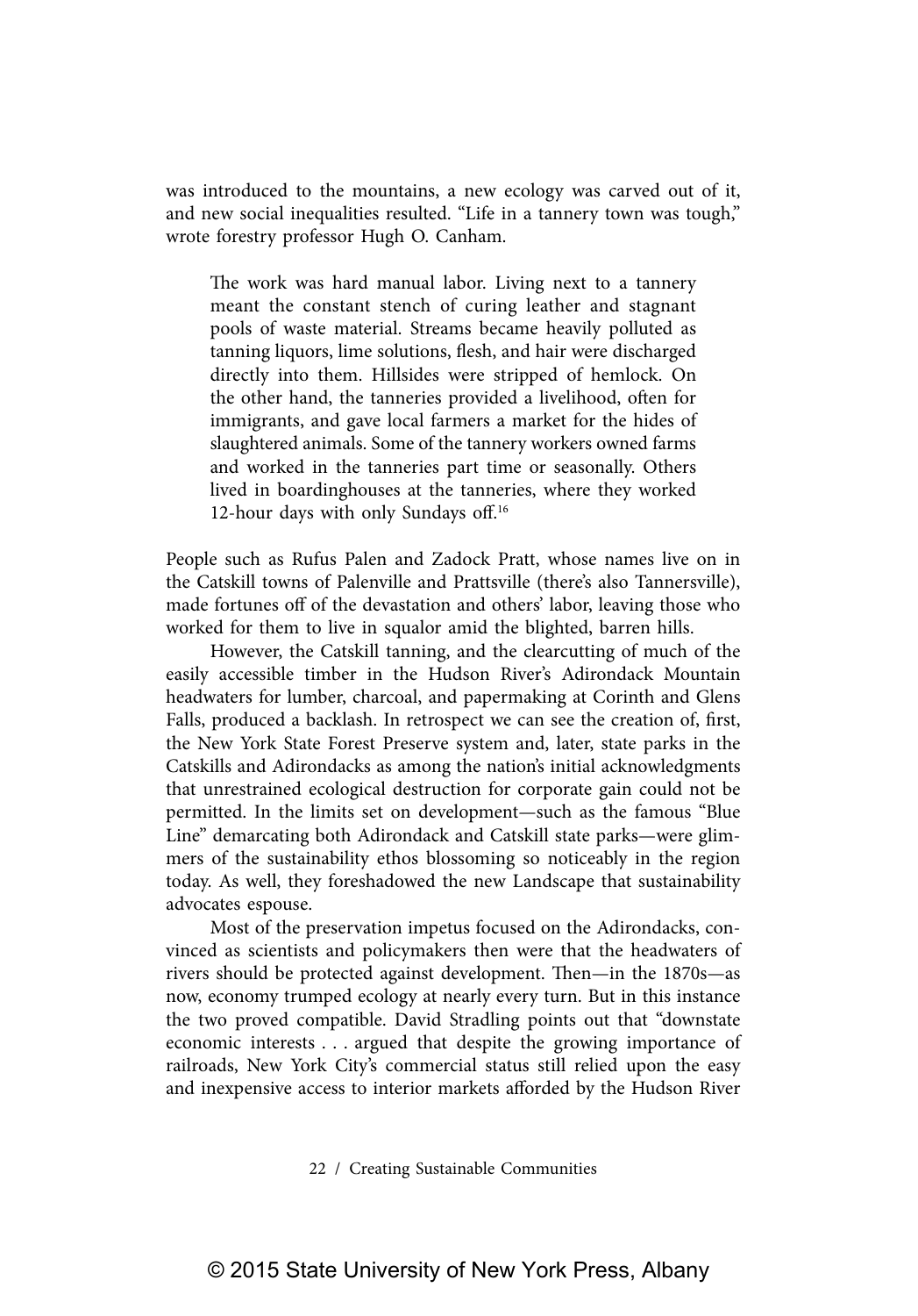was introduced to the mountains, a new ecology was carved out of it, and new social inequalities resulted. "Life in a tannery town was tough," wrote forestry professor Hugh O. Canham.

> The work was hard manual labor. Living next to a tannery meant the constant stench of curing leather and stagnant pools of waste material. Streams became heavily polluted as tanning liquors, lime solutions, flesh, and hair were discharged directly into them. Hillsides were stripped of hemlock. On the other hand, the tanneries provided a livelihood, often for immigrants, and gave local farmers a market for the hides of slaughtered animals. Some of the tannery workers owned farms and worked in the tanneries part time or seasonally. Others lived in boardinghouses at the tanneries, where they worked 12-hour days with only Sundays off.[16]

People such as Rufus Palen and Zadock Pratt, whose names live on in the Catskill towns of Palenville and Prattsville (there's also Tannersville), made fortunes off of the devastation and others' labor, leaving those who worked for them to live in squalor amid the blighted, barren hills.

However, the Catskill tanning, and the clearcutting of much of the easily accessible timber in the Hudson River's Adirondack Mountain headwaters for lumber, charcoal, and papermaking at Corinth and Glens Falls, produced a backlash. In retrospect we can see the creation of, first, the New York State Forest Preserve system and, later, state parks in the Catskills and Adirondacks as among the nation's initial acknowledgments that unrestrained ecological destruction for corporate gain could not be permitted. In the limits set on development—such as the famous "Blue Line" demarcating both Adirondack and Catskill state parks—were glimmers of the sustainability ethos blossoming so noticeably in the region today. As well, they foreshadowed the new Landscape that sustainability advocates espouse.

Most of the preservation impetus focused on the Adirondacks, convinced as scientists and policymakers then were that the headwaters of rivers should be protected against development. Then—in the 1870s—as now, economy trumped ecology at nearly every turn. But in this instance the two proved compatible. David Stradling points out that "downstate economic interests . . . argued that despite the growing importance of railroads, New York City's commercial status still relied upon the easy and inexpensive access to interior markets afforded by the Hudson River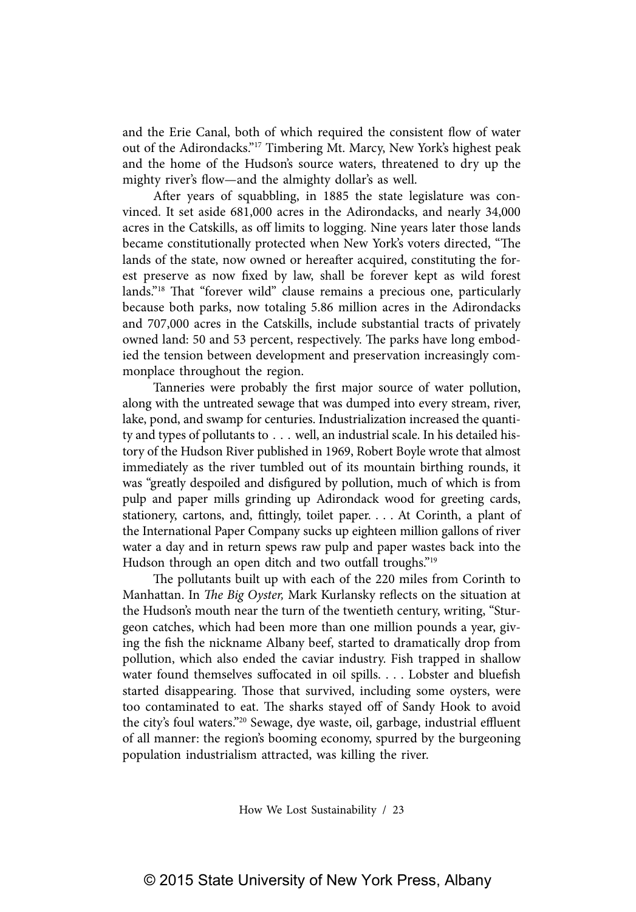and the Erie Canal, both of which required the consistent flow of water out of the Adirondacks."[17] Timbering Mt. Marcy, New York's highest peak and the home of the Hudson's source waters, threatened to dry up the mighty river's flow—and the almighty dollar's as well.

After years of squabbling, in 1885 the state legislature was convinced. It set aside 681,000 acres in the Adirondacks, and nearly 34,000 acres in the Catskills, as off limits to logging. Nine years later those lands became constitutionally protected when New York's voters directed, "The lands of the state, now owned or hereafter acquired, constituting the forest preserve as now fixed by law, shall be forever kept as wild forest lands."[18] That "forever wild" clause remains a precious one, particularly because both parks, now totaling 5.86 million acres in the Adirondacks and 707,000 acres in the Catskills, include substantial tracts of privately owned land: 50 and 53 percent, respectively. The parks have long embodied the tension between development and preservation increasingly commonplace throughout the region.

Tanneries were probably the first major source of water pollution, along with the untreated sewage that was dumped into every stream, river, lake, pond, and swamp for centuries. Industrialization increased the quantity and types of pollutants to . . . well, an industrial scale. In his detailed history of the Hudson River published in 1969, Robert Boyle wrote that almost immediately as the river tumbled out of its mountain birthing rounds, it was "greatly despoiled and disfigured by pollution, much of which is from pulp and paper mills grinding up Adirondack wood for greeting cards, stationery, cartons, and, fittingly, toilet paper. . . . At Corinth, a plant of the International Paper Company sucks up eighteen million gallons of river water a day and in return spews raw pulp and paper wastes back into the Hudson through an open ditch and two outfall troughs."[19]

The pollutants built up with each of the 220 miles from Corinth to Manhattan. In *The Big Oyster,* Mark Kurlansky reflects on the situation at the Hudson's mouth near the turn of the twentieth century, writing, "Sturgeon catches, which had been more than one million pounds a year, giving the fish the nickname Albany beef, started to dramatically drop from pollution, which also ended the caviar industry. Fish trapped in shallow water found themselves suffocated in oil spills. . . . Lobster and bluefish started disappearing. Those that survived, including some oysters, were too contaminated to eat. The sharks stayed off of Sandy Hook to avoid the city's foul waters."[20] Sewage, dye waste, oil, garbage, industrial effluent of all manner: the region's booming economy, spurred by the burgeoning population industrialism attracted, was killing the river.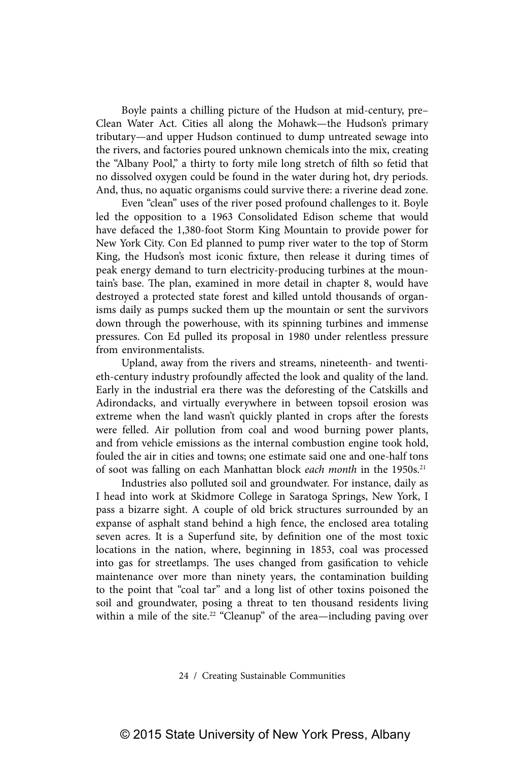Boyle paints a chilling picture of the Hudson at mid-century, pre–Clean Water Act. Cities all along the Mohawk—the Hudson's primary tributary—and upper Hudson continued to dump untreated sewage into the rivers, and factories poured unknown chemicals into the mix, creating the "Albany Pool," a thirty to forty mile long stretch of filth so fetid that no dissolved oxygen could be found in the water during hot, dry periods. And, thus, no aquatic organisms could survive there: a riverine dead zone.

Even "clean" uses of the river posed profound challenges to it. Boyle led the opposition to a 1963 Consolidated Edison scheme that would have defaced the 1,380-foot Storm King Mountain to provide power for New York City. Con Ed planned to pump river water to the top of Storm King, the Hudson's most iconic fixture, then release it during times of peak energy demand to turn electricity-producing turbines at the mountain's base. The plan, examined in more detail in chapter 8, would have destroyed a protected state forest and killed untold thousands of organisms daily as pumps sucked them up the mountain or sent the survivors down through the powerhouse, with its spinning turbines and immense pressures. Con Ed pulled its proposal in 1980 under relentless pressure from environmentalists.

Upland, away from the rivers and streams, nineteenth- and twentieth-century industry profoundly affected the look and quality of the land. Early in the industrial era there was the deforesting of the Catskills and Adirondacks, and virtually everywhere in between topsoil erosion was extreme when the land wasn't quickly planted in crops after the forests were felled. Air pollution from coal and wood burning power plants, and from vehicle emissions as the internal combustion engine took hold, fouled the air in cities and towns; one estimate said one and one-half tons of soot was falling on each Manhattan block *each month* in the 1950s.[21]

Industries also polluted soil and groundwater. For instance, daily as I head into work at Skidmore College in Saratoga Springs, New York, I pass a bizarre sight. A couple of old brick structures surrounded by an expanse of asphalt stand behind a high fence, the enclosed area totaling seven acres. It is a Superfund site, by definition one of the most toxic locations in the nation, where, beginning in 1853, coal was processed into gas for streetlamps. The uses changed from gasification to vehicle maintenance over more than ninety years, the contamination building to the point that "coal tar" and a long list of other toxins poisoned the soil and groundwater, posing a threat to ten thousand residents living within a mile of the site.[22] "Cleanup" of the area—including paving over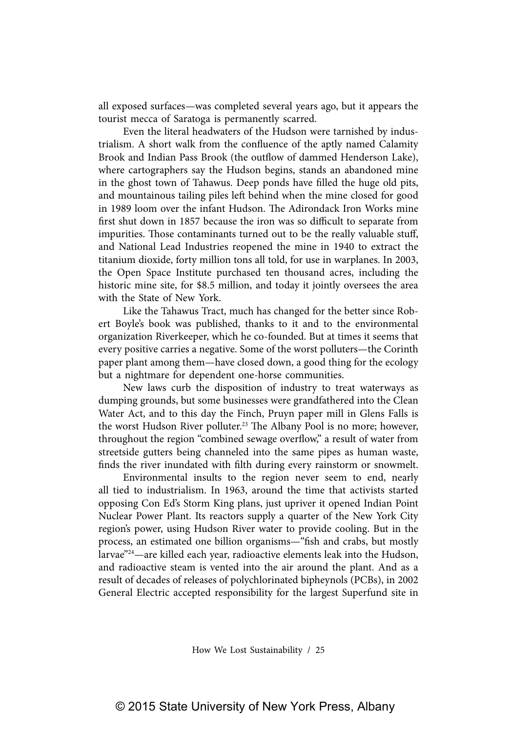all exposed surfaces—was completed several years ago, but it appears the tourist mecca of Saratoga is permanently scarred.

Even the literal headwaters of the Hudson were tarnished by industrialism. A short walk from the confluence of the aptly named Calamity Brook and Indian Pass Brook (the outflow of dammed Henderson Lake), where cartographers say the Hudson begins, stands an abandoned mine in the ghost town of Tahawus. Deep ponds have filled the huge old pits, and mountainous tailing piles left behind when the mine closed for good in 1989 loom over the infant Hudson. The Adirondack Iron Works mine first shut down in 1857 because the iron was so difficult to separate from impurities. Those contaminants turned out to be the really valuable stuff, and National Lead Industries reopened the mine in 1940 to extract the titanium dioxide, forty million tons all told, for use in warplanes. In 2003, the Open Space Institute purchased ten thousand acres, including the historic mine site, for $8.5 million, and today it jointly oversees the area with the State of New York.

Like the Tahawus Tract, much has changed for the better since Robert Boyle's book was published, thanks to it and to the environmental organization Riverkeeper, which he co-founded. But at times it seems that every positive carries a negative. Some of the worst polluters—the Corinth paper plant among them—have closed down, a good thing for the ecology but a nightmare for dependent one-horse communities.

New laws curb the disposition of industry to treat waterways as dumping grounds, but some businesses were grandfathered into the Clean Water Act, and to this day the Finch, Pruyn paper mill in Glens Falls is the worst Hudson River polluter.[23] The Albany Pool is no more; however, throughout the region "combined sewage overflow," a result of water from streetside gutters being channeled into the same pipes as human waste, finds the river inundated with filth during every rainstorm or snowmelt.

Environmental insults to the region never seem to end, nearly all tied to industrialism. In 1963, around the time that activists started opposing Con Ed's Storm King plans, just upriver it opened Indian Point Nuclear Power Plant. Its reactors supply a quarter of the New York City region's power, using Hudson River water to provide cooling. But in the process, an estimated one billion organisms—"fish and crabs, but mostly larvae"[24]—are killed each year, radioactive elements leak into the Hudson, and radioactive steam is vented into the air around the plant. And as a result of decades of releases of polychlorinated bipheynols (PCBs), in 2002 General Electric accepted responsibility for the largest Superfund site in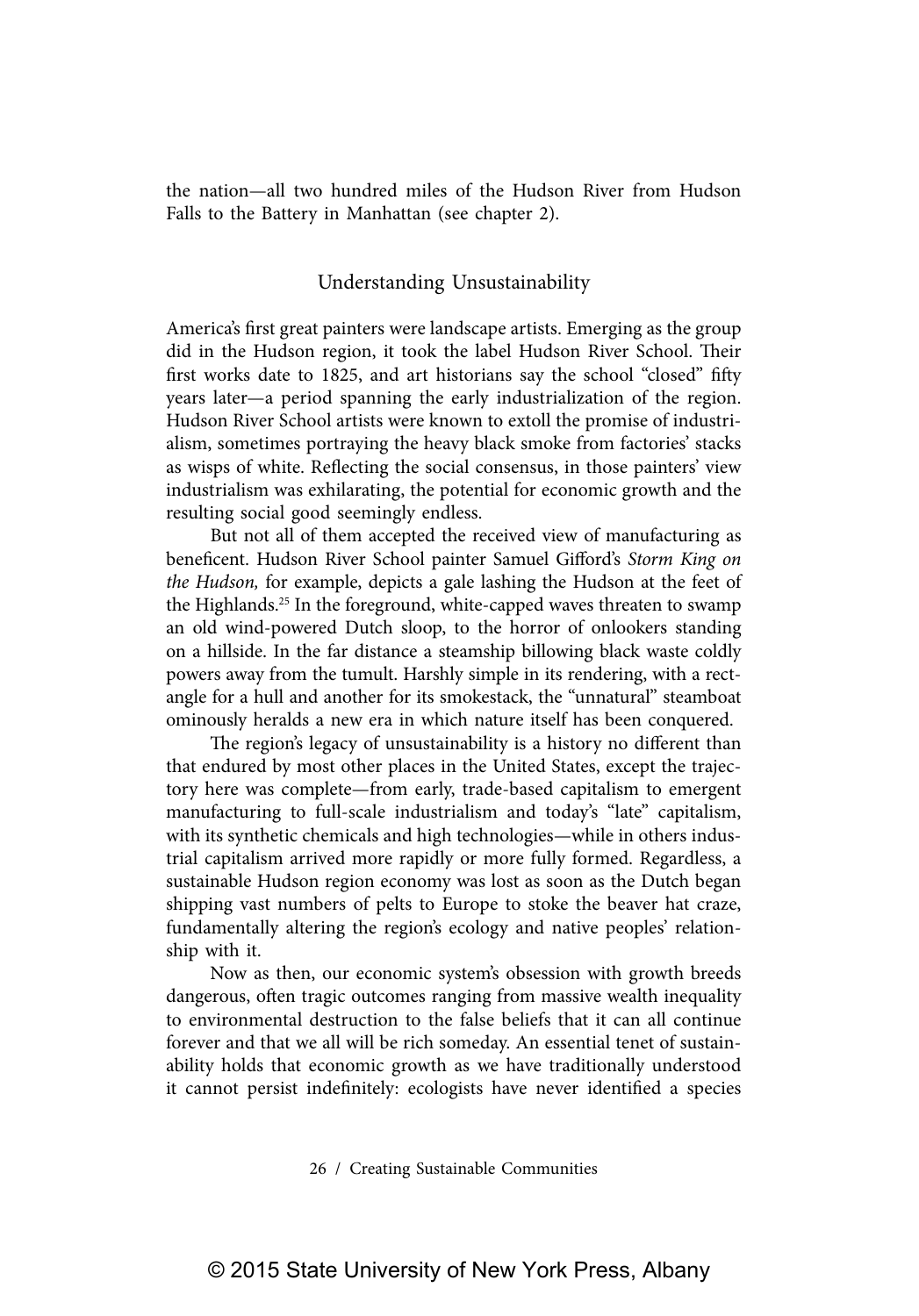the nation—all two hundred miles of the Hudson River from Hudson Falls to the Battery in Manhattan (see chapter 2).

## Understanding Unsustainability

America's first great painters were landscape artists. Emerging as the group did in the Hudson region, it took the label Hudson River School. Their first works date to 1825, and art historians say the school "closed" fifty years later—a period spanning the early industrialization of the region. Hudson River School artists were known to extoll the promise of industrialism, sometimes portraying the heavy black smoke from factories' stacks as wisps of white. Reflecting the social consensus, in those painters' view industrialism was exhilarating, the potential for economic growth and the resulting social good seemingly endless.

But not all of them accepted the received view of manufacturing as beneficent. Hudson River School painter Samuel Gifford's *Storm King on the Hudson,* for example, depicts a gale lashing the Hudson at the feet of the Highlands.[25] In the foreground, white-capped waves threaten to swamp an old wind-powered Dutch sloop, to the horror of onlookers standing on a hillside. In the far distance a steamship billowing black waste coldly powers away from the tumult. Harshly simple in its rendering, with a rectangle for a hull and another for its smokestack, the "unnatural" steamboat ominously heralds a new era in which nature itself has been conquered.

The region's legacy of unsustainability is a history no different than that endured by most other places in the United States, except the trajectory here was complete—from early, trade-based capitalism to emergent manufacturing to full-scale industrialism and today's "late" capitalism, with its synthetic chemicals and high technologies—while in others industrial capitalism arrived more rapidly or more fully formed. Regardless, a sustainable Hudson region economy was lost as soon as the Dutch began shipping vast numbers of pelts to Europe to stoke the beaver hat craze, fundamentally altering the region's ecology and native peoples' relationship with it.

Now as then, our economic system's obsession with growth breeds dangerous, often tragic outcomes ranging from massive wealth inequality to environmental destruction to the false beliefs that it can all continue forever and that we all will be rich someday. An essential tenet of sustainability holds that economic growth as we have traditionally understood it cannot persist indefinitely: ecologists have never identified a species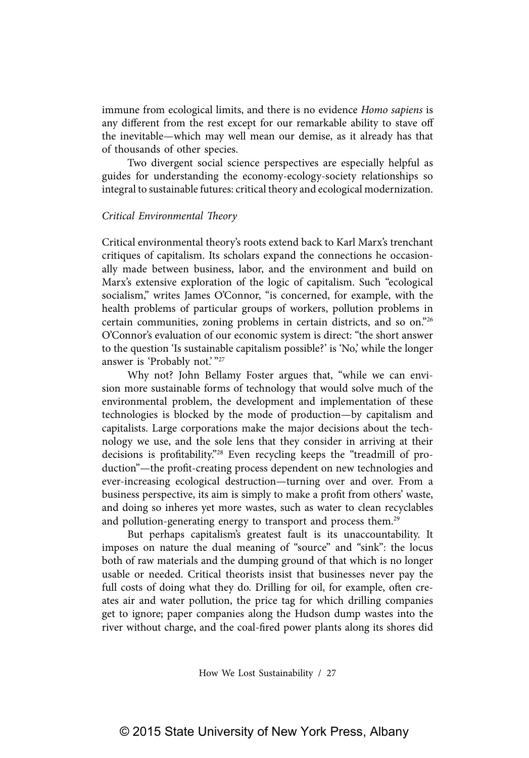immune from ecological limits, and there is no evidence *Homo sapiens* is any different from the rest except for our remarkable ability to stave off the inevitable—which may well mean our demise, as it already has that of thousands of other species.

Two divergent social science perspectives are especially helpful as guides for understanding the economy-ecology-society relationships so integral to sustainable futures: critical theory and ecological modernization.

### *Critical Environmental Theory*

Critical environmental theory's roots extend back to Karl Marx's trenchant critiques of capitalism. Its scholars expand the connections he occasionally made between business, labor, and the environment and build on Marx's extensive exploration of the logic of capitalism. Such "ecological socialism," writes James O'Connor, "is concerned, for example, with the health problems of particular groups of workers, pollution problems in certain communities, zoning problems in certain districts, and so on."[26] O'Connor's evaluation of our economic system is direct: "the short answer to the question 'Is sustainable capitalism possible?' is 'No,' while the longer answer is 'Probably not.' "[27]

Why not? John Bellamy Foster argues that, "while we can envision more sustainable forms of technology that would solve much of the environmental problem, the development and implementation of these technologies is blocked by the mode of production—by capitalism and capitalists. Large corporations make the major decisions about the technology we use, and the sole lens that they consider in arriving at their decisions is profitability."[28] Even recycling keeps the "treadmill of production"—the profit-creating process dependent on new technologies and ever-increasing ecological destruction—turning over and over. From a business perspective, its aim is simply to make a profit from others' waste, and doing so inheres yet more wastes, such as water to clean recyclables and pollution-generating energy to transport and process them.[29]

But perhaps capitalism's greatest fault is its unaccountability. It imposes on nature the dual meaning of "source" and "sink": the locus both of raw materials and the dumping ground of that which is no longer usable or needed. Critical theorists insist that businesses never pay the full costs of doing what they do. Drilling for oil, for example, often creates air and water pollution, the price tag for which drilling companies get to ignore; paper companies along the Hudson dump wastes into the river without charge, and the coal-fired power plants along its shores did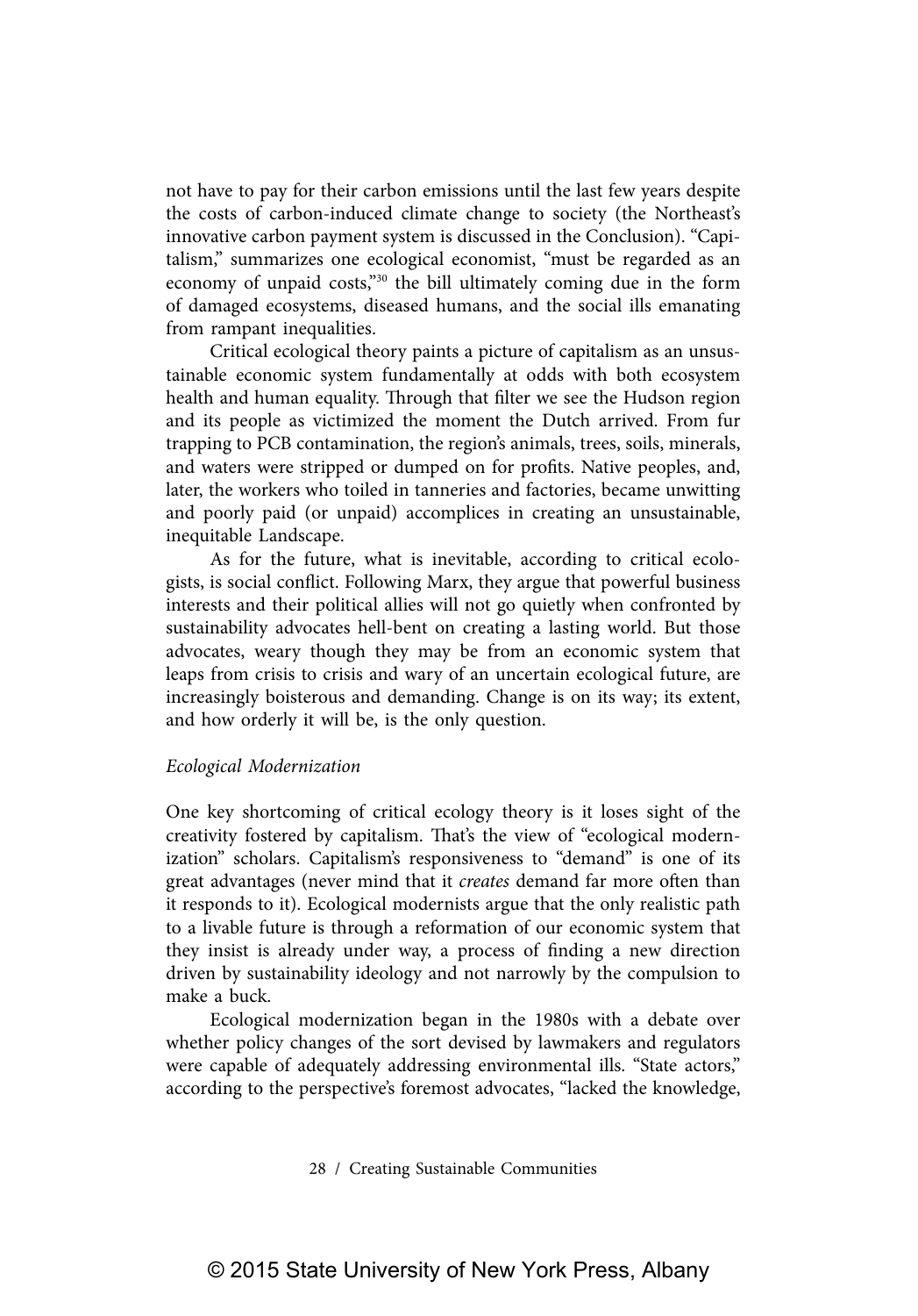not have to pay for their carbon emissions until the last few years despite the costs of carbon-induced climate change to society (the Northeast's innovative carbon payment system is discussed in the Conclusion). "Capitalism," summarizes one ecological economist, "must be regarded as an economy of unpaid costs,"[30] the bill ultimately coming due in the form of damaged ecosystems, diseased humans, and the social ills emanating from rampant inequalities.

Critical ecological theory paints a picture of capitalism as an unsustainable economic system fundamentally at odds with both ecosystem health and human equality. Through that filter we see the Hudson region and its people as victimized the moment the Dutch arrived. From fur trapping to PCB contamination, the region's animals, trees, soils, minerals, and waters were stripped or dumped on for profits. Native peoples, and, later, the workers who toiled in tanneries and factories, became unwitting and poorly paid (or unpaid) accomplices in creating an unsustainable, inequitable Landscape.

As for the future, what is inevitable, according to critical ecologists, is social conflict. Following Marx, they argue that powerful business interests and their political allies will not go quietly when confronted by sustainability advocates hell-bent on creating a lasting world. But those advocates, weary though they may be from an economic system that leaps from crisis to crisis and wary of an uncertain ecological future, are increasingly boisterous and demanding. Change is on its way; its extent, and how orderly it will be, is the only question.

### *Ecological Modernization*

One key shortcoming of critical ecology theory is it loses sight of the creativity fostered by capitalism. That's the view of "ecological modernization" scholars. Capitalism's responsiveness to "demand" is one of its great advantages (never mind that it *creates* demand far more often than it responds to it). Ecological modernists argue that the only realistic path to a livable future is through a reformation of our economic system that they insist is already under way, a process of finding a new direction driven by sustainability ideology and not narrowly by the compulsion to make a buck.

Ecological modernization began in the 1980s with a debate over whether policy changes of the sort devised by lawmakers and regulators were capable of adequately addressing environmental ills. "State actors," according to the perspective's foremost advocates, "lacked the knowledge,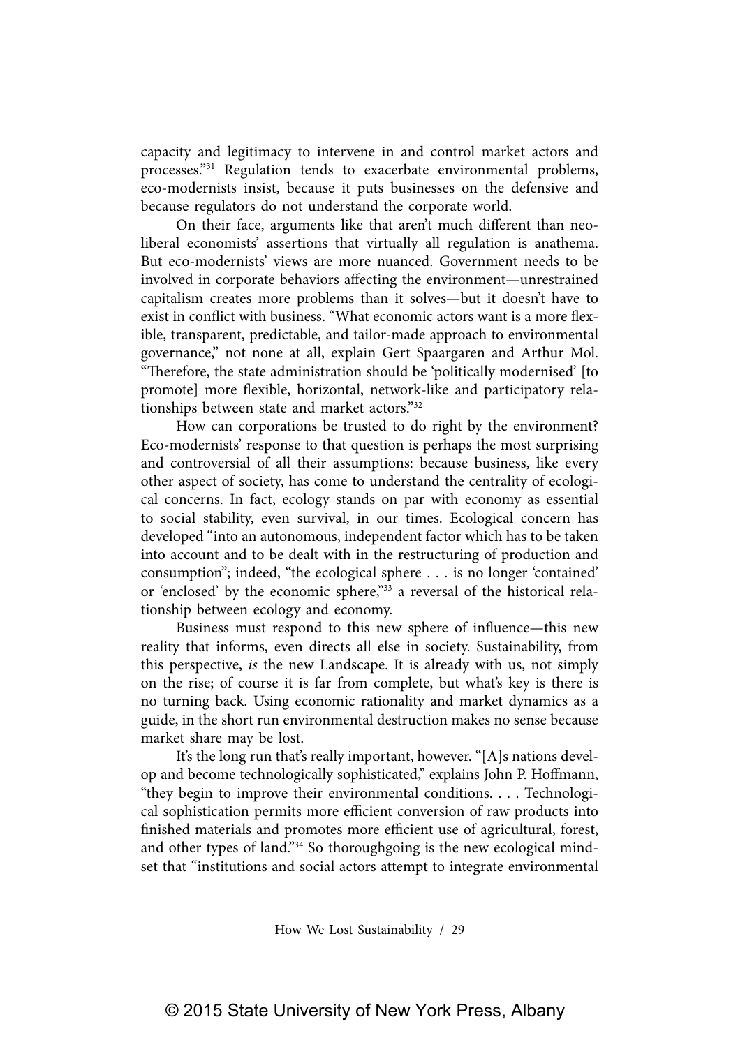capacity and legitimacy to intervene in and control market actors and processes."[31] Regulation tends to exacerbate environmental problems, eco-modernists insist, because it puts businesses on the defensive and because regulators do not understand the corporate world.

On their face, arguments like that aren't much different than neoliberal economists' assertions that virtually all regulation is anathema. But eco-modernists' views are more nuanced. Government needs to be involved in corporate behaviors affecting the environment—unrestrained capitalism creates more problems than it solves—but it doesn't have to exist in conflict with business. "What economic actors want is a more flexible, transparent, predictable, and tailor-made approach to environmental governance," not none at all, explain Gert Spaargaren and Arthur Mol. "Therefore, the state administration should be 'politically modernised' [to promote] more flexible, horizontal, network-like and participatory relationships between state and market actors."[32]

How can corporations be trusted to do right by the environment? Eco-modernists' response to that question is perhaps the most surprising and controversial of all their assumptions: because business, like every other aspect of society, has come to understand the centrality of ecological concerns. In fact, ecology stands on par with economy as essential to social stability, even survival, in our times. Ecological concern has developed "into an autonomous, independent factor which has to be taken into account and to be dealt with in the restructuring of production and consumption"; indeed, "the ecological sphere . . . is no longer 'contained' or 'enclosed' by the economic sphere,"[33] a reversal of the historical relationship between ecology and economy.

Business must respond to this new sphere of influence—this new reality that informs, even directs all else in society. Sustainability, from this perspective, *is* the new Landscape. It is already with us, not simply on the rise; of course it is far from complete, but what's key is there is no turning back. Using economic rationality and market dynamics as a guide, in the short run environmental destruction makes no sense because market share may be lost.

It's the long run that's really important, however. "[A]s nations develop and become technologically sophisticated," explains John P. Hoffmann, "they begin to improve their environmental conditions. . . . Technological sophistication permits more efficient conversion of raw products into finished materials and promotes more efficient use of agricultural, forest, and other types of land."[34] So thoroughgoing is the new ecological mindset that "institutions and social actors attempt to integrate environmental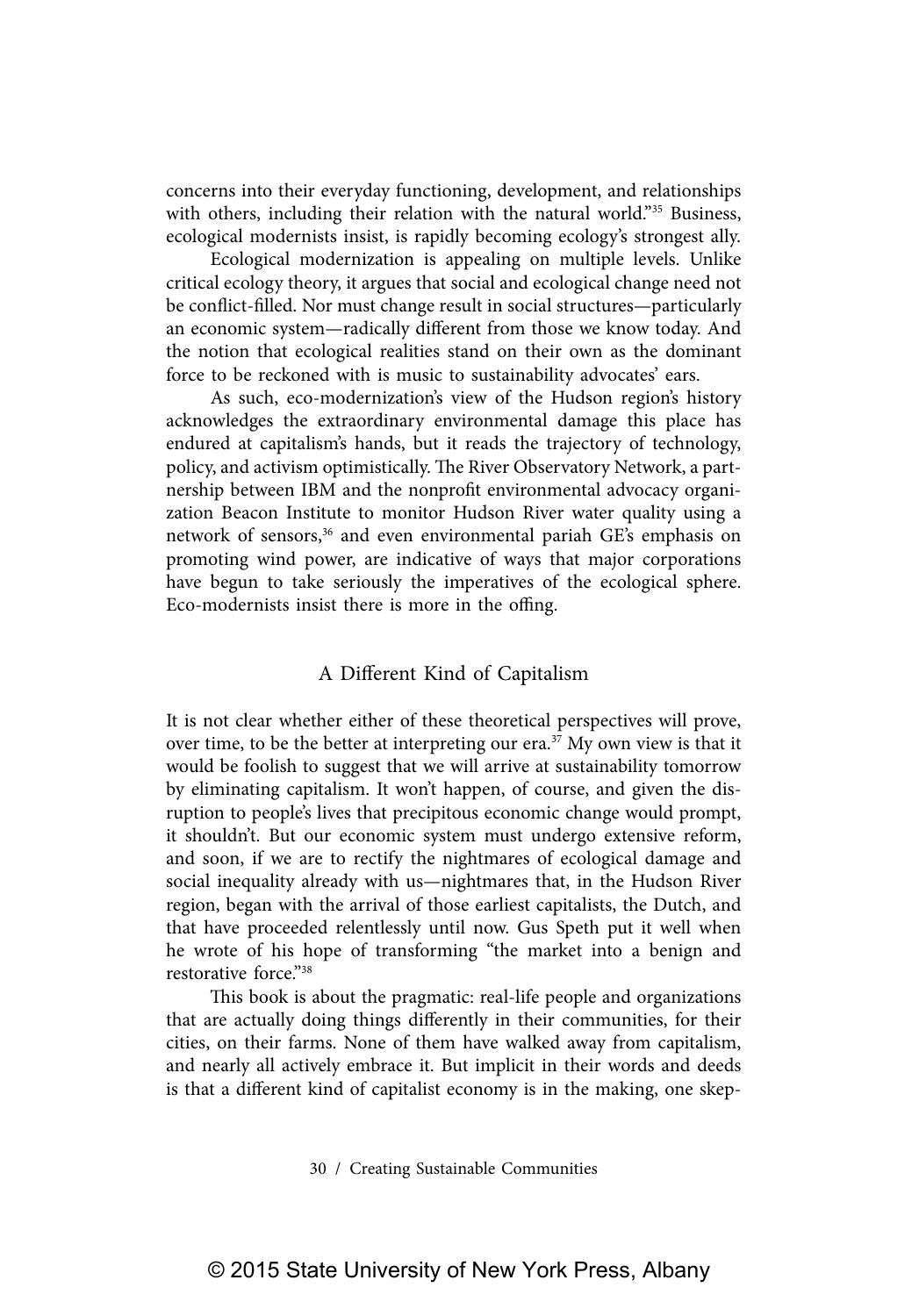concerns into their everyday functioning, development, and relationships with others, including their relation with the natural world."[35] Business, ecological modernists insist, is rapidly becoming ecology's strongest ally.

Ecological modernization is appealing on multiple levels. Unlike critical ecology theory, it argues that social and ecological change need not be conflict-filled. Nor must change result in social structures—particularly an economic system—radically different from those we know today. And the notion that ecological realities stand on their own as the dominant force to be reckoned with is music to sustainability advocates' ears.

As such, eco-modernization's view of the Hudson region's history acknowledges the extraordinary environmental damage this place has endured at capitalism's hands, but it reads the trajectory of technology, policy, and activism optimistically. The River Observatory Network, a partnership between IBM and the nonprofit environmental advocacy organization Beacon Institute to monitor Hudson River water quality using a network of sensors,[36] and even environmental pariah GE's emphasis on promoting wind power, are indicative of ways that major corporations have begun to take seriously the imperatives of the ecological sphere. Eco-modernists insist there is more in the offing.

## A Different Kind of Capitalism

It is not clear whether either of these theoretical perspectives will prove, over time, to be the better at interpreting our era.[37] My own view is that it would be foolish to suggest that we will arrive at sustainability tomorrow by eliminating capitalism. It won't happen, of course, and given the disruption to people's lives that precipitous economic change would prompt, it shouldn't. But our economic system must undergo extensive reform, and soon, if we are to rectify the nightmares of ecological damage and social inequality already with us—nightmares that, in the Hudson River region, began with the arrival of those earliest capitalists, the Dutch, and that have proceeded relentlessly until now. Gus Speth put it well when he wrote of his hope of transforming "the market into a benign and restorative force."[38]

This book is about the pragmatic: real-life people and organizations that are actually doing things differently in their communities, for their cities, on their farms. None of them have walked away from capitalism, and nearly all actively embrace it. But implicit in their words and deeds is that a different kind of capitalist economy is in the making, one skep-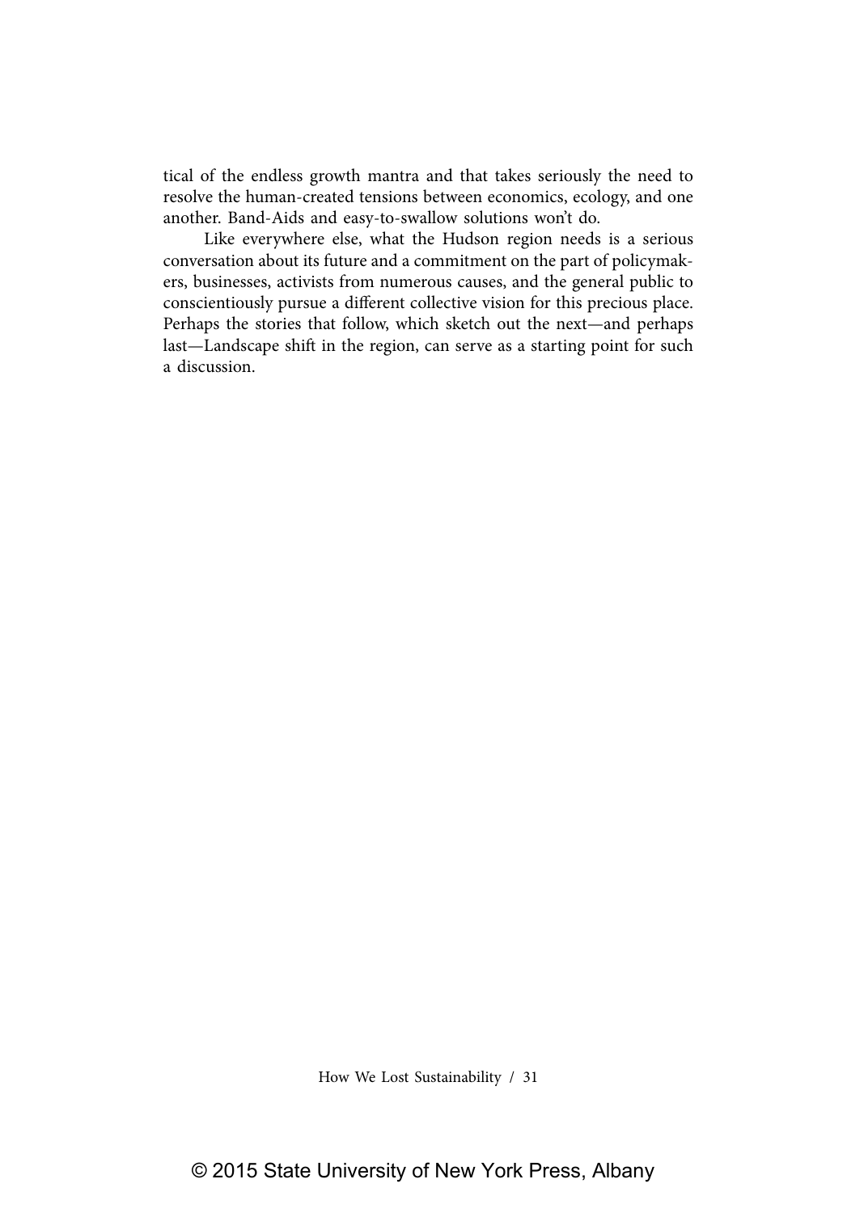tical of the endless growth mantra and that takes seriously the need to resolve the human-created tensions between economics, ecology, and one another. Band-Aids and easy-to-swallow solutions won't do.

Like everywhere else, what the Hudson region needs is a serious conversation about its future and a commitment on the part of policymakers, businesses, activists from numerous causes, and the general public to conscientiously pursue a different collective vision for this precious place. Perhaps the stories that follow, which sketch out the next—and perhaps last—Landscape shift in the region, can serve as a starting point for such a discussion.

© 2015 State University of New York Press, Albany